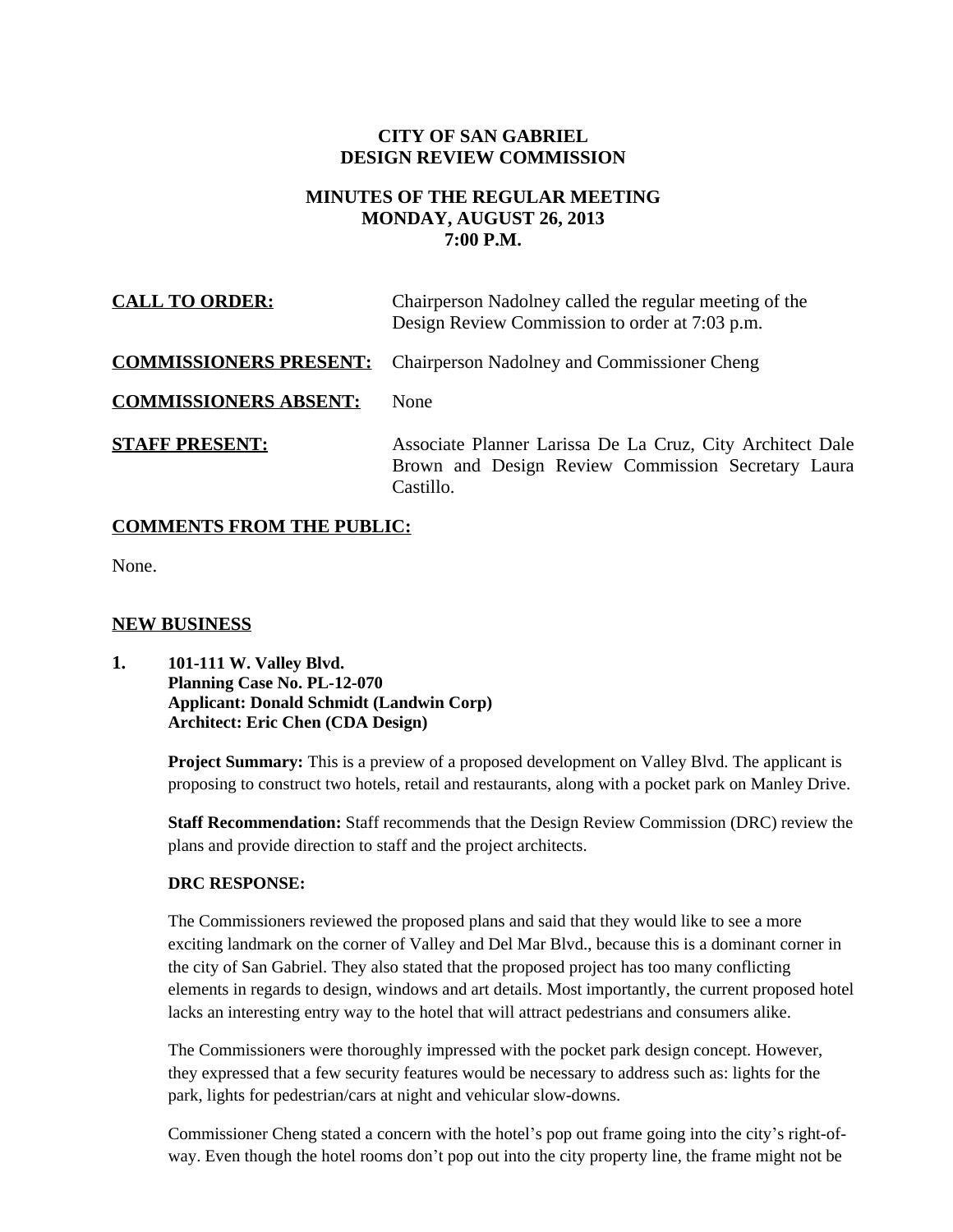# CITY OF SAN GABRIEL
# DESIGN REVIEW COMMISSION

## MINUTES OF THE REGULAR MEETING
## MONDAY, AUGUST 26, 2013
## 7:00 P.M.

**CALL TO ORDER:** Chairperson Nadolney called the regular meeting of the Design Review Commission to order at 7:03 p.m.

**COMMISSIONERS PRESENT:** Chairperson Nadolney and Commissioner Cheng

**COMMISSIONERS ABSENT:** None

**STAFF PRESENT:** Associate Planner Larissa De La Cruz, City Architect Dale Brown and Design Review Commission Secretary Laura Castillo.

## COMMENTS FROM THE PUBLIC:

None.

## NEW BUSINESS

**1. 101-111 W. Valley Blvd.**
**Planning Case No. PL-12-070**
**Applicant: Donald Schmidt (Landwin Corp)**
**Architect: Eric Chen (CDA Design)**

**Project Summary:** This is a preview of a proposed development on Valley Blvd. The applicant is proposing to construct two hotels, retail and restaurants, along with a pocket park on Manley Drive.

**Staff Recommendation:** Staff recommends that the Design Review Commission (DRC) review the plans and provide direction to staff and the project architects.

**DRC RESPONSE:**

The Commissioners reviewed the proposed plans and said that they would like to see a more exciting landmark on the corner of Valley and Del Mar Blvd., because this is a dominant corner in the city of San Gabriel. They also stated that the proposed project has too many conflicting elements in regards to design, windows and art details. Most importantly, the current proposed hotel lacks an interesting entry way to the hotel that will attract pedestrians and consumers alike.

The Commissioners were thoroughly impressed with the pocket park design concept. However, they expressed that a few security features would be necessary to address such as: lights for the park, lights for pedestrian/cars at night and vehicular slow-downs.

Commissioner Cheng stated a concern with the hotel's pop out frame going into the city's right-of-way. Even though the hotel rooms don't pop out into the city property line, the frame might not be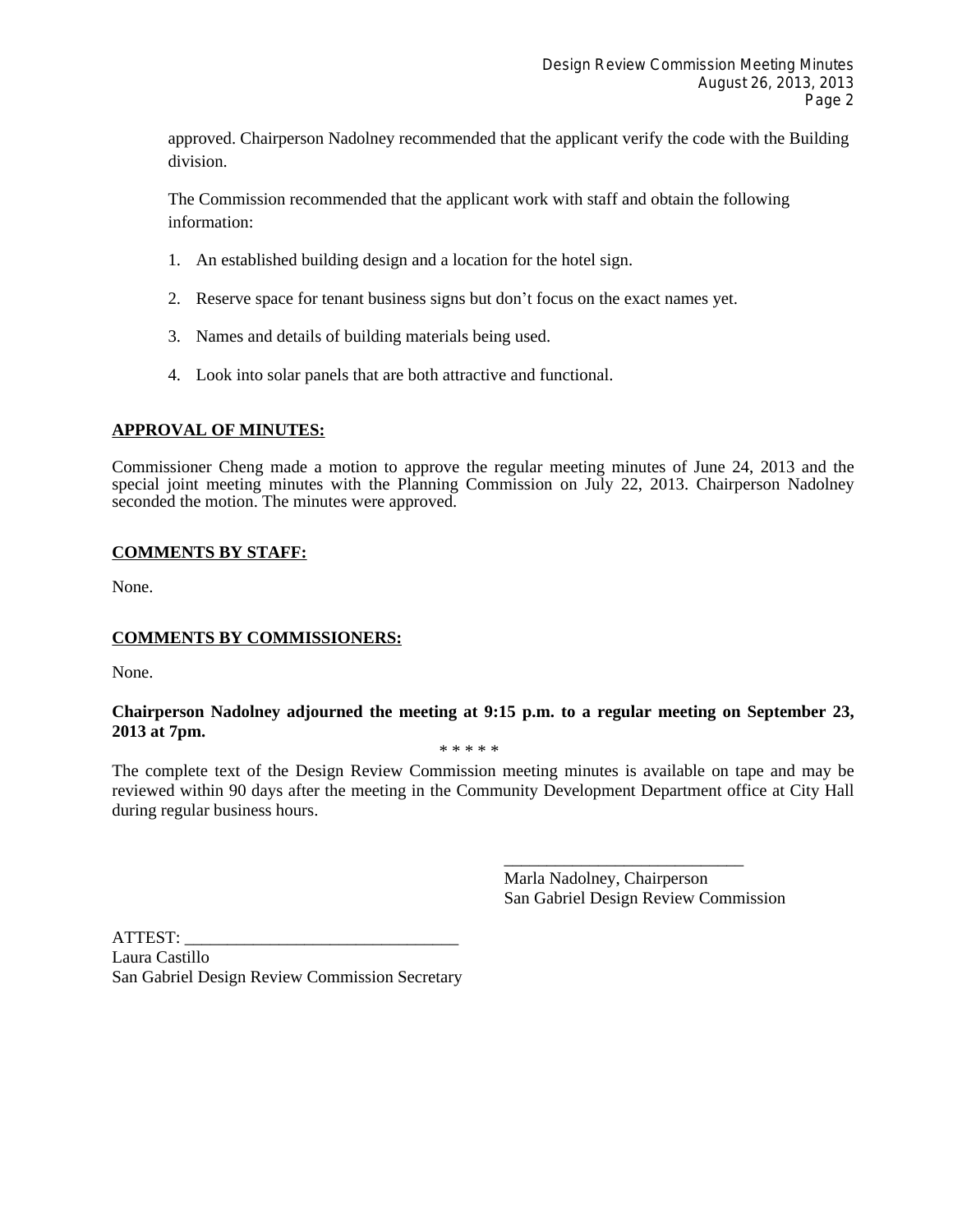approved. Chairperson Nadolney recommended that the applicant verify the code with the Building division.

The Commission recommended that the applicant work with staff and obtain the following information:

1. An established building design and a location for the hotel sign.

2. Reserve space for tenant business signs but don't focus on the exact names yet.

3. Names and details of building materials being used.

4. Look into solar panels that are both attractive and functional.

**APPROVAL OF MINUTES:**

Commissioner Cheng made a motion to approve the regular meeting minutes of June 24, 2013 and the special joint meeting minutes with the Planning Commission on July 22, 2013. Chairperson Nadolney seconded the motion. The minutes were approved.

**COMMENTS BY STAFF:**

None.

**COMMENTS BY COMMISSIONERS:**

None.

**Chairperson Nadolney adjourned the meeting at 9:15 p.m. to a regular meeting on September 23, 2013 at 7pm.**

\* \* \* \* \*

The complete text of the Design Review Commission meeting minutes is available on tape and may be reviewed within 90 days after the meeting in the Community Development Department office at City Hall during regular business hours.

\_\_\_\_\_\_\_\_\_\_\_\_\_\_\_\_\_\_\_\_\_\_\_\_\_\_\_\_\_
Marla Nadolney, Chairperson
San Gabriel Design Review Commission

ATTEST: \_\_\_\_\_\_\_\_\_\_\_\_\_\_\_\_\_\_\_\_\_\_\_\_\_\_\_\_\_\_\_\_
Laura Castillo
San Gabriel Design Review Commission Secretary